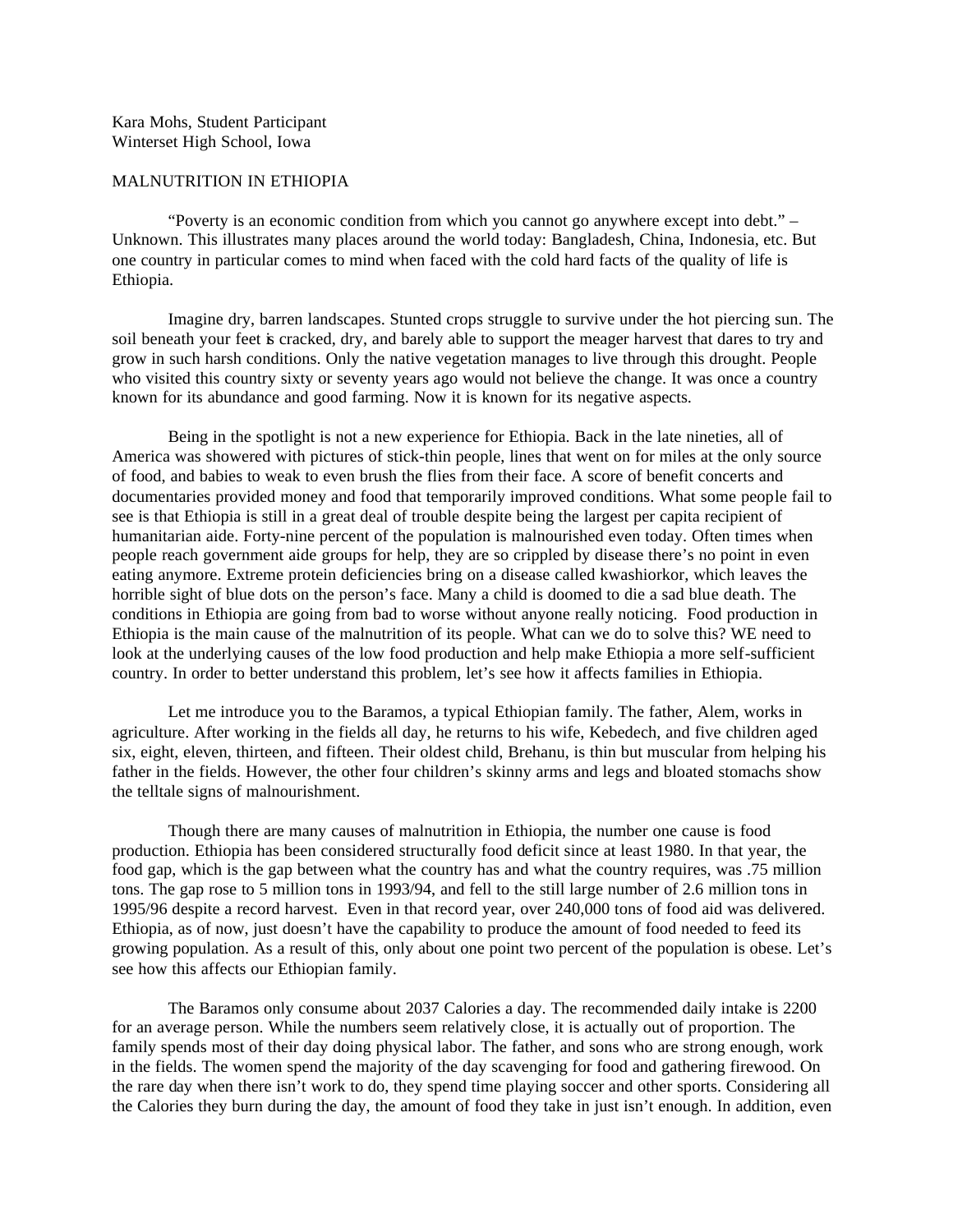Kara Mohs, Student Participant
Winterset High School, Iowa

MALNUTRITION IN ETHIOPIA

"Poverty is an economic condition from which you cannot go anywhere except into debt." – Unknown. This illustrates many places around the world today: Bangladesh, China, Indonesia, etc. But one country in particular comes to mind when faced with the cold hard facts of the quality of life is Ethiopia.

Imagine dry, barren landscapes. Stunted crops struggle to survive under the hot piercing sun. The soil beneath your feet is cracked, dry, and barely able to support the meager harvest that dares to try and grow in such harsh conditions. Only the native vegetation manages to live through this drought. People who visited this country sixty or seventy years ago would not believe the change. It was once a country known for its abundance and good farming. Now it is known for its negative aspects.

Being in the spotlight is not a new experience for Ethiopia. Back in the late nineties, all of America was showered with pictures of stick-thin people, lines that went on for miles at the only source of food, and babies to weak to even brush the flies from their face. A score of benefit concerts and documentaries provided money and food that temporarily improved conditions. What some people fail to see is that Ethiopia is still in a great deal of trouble despite being the largest per capita recipient of humanitarian aide. Forty-nine percent of the population is malnourished even today. Often times when people reach government aide groups for help, they are so crippled by disease there's no point in even eating anymore. Extreme protein deficiencies bring on a disease called kwashiorkor, which leaves the horrible sight of blue dots on the person's face. Many a child is doomed to die a sad blue death. The conditions in Ethiopia are going from bad to worse without anyone really noticing. Food production in Ethiopia is the main cause of the malnutrition of its people. What can we do to solve this? WE need to look at the underlying causes of the low food production and help make Ethiopia a more self-sufficient country. In order to better understand this problem, let's see how it affects families in Ethiopia.

Let me introduce you to the Baramos, a typical Ethiopian family. The father, Alem, works in agriculture. After working in the fields all day, he returns to his wife, Kebedech, and five children aged six, eight, eleven, thirteen, and fifteen. Their oldest child, Brehanu, is thin but muscular from helping his father in the fields. However, the other four children's skinny arms and legs and bloated stomachs show the telltale signs of malnourishment.

Though there are many causes of malnutrition in Ethiopia, the number one cause is food production. Ethiopia has been considered structurally food deficit since at least 1980. In that year, the food gap, which is the gap between what the country has and what the country requires, was .75 million tons. The gap rose to 5 million tons in 1993/94, and fell to the still large number of 2.6 million tons in 1995/96 despite a record harvest. Even in that record year, over 240,000 tons of food aid was delivered. Ethiopia, as of now, just doesn't have the capability to produce the amount of food needed to feed its growing population. As a result of this, only about one point two percent of the population is obese. Let's see how this affects our Ethiopian family.

The Baramos only consume about 2037 Calories a day. The recommended daily intake is 2200 for an average person. While the numbers seem relatively close, it is actually out of proportion. The family spends most of their day doing physical labor. The father, and sons who are strong enough, work in the fields. The women spend the majority of the day scavenging for food and gathering firewood. On the rare day when there isn't work to do, they spend time playing soccer and other sports. Considering all the Calories they burn during the day, the amount of food they take in just isn't enough. In addition, even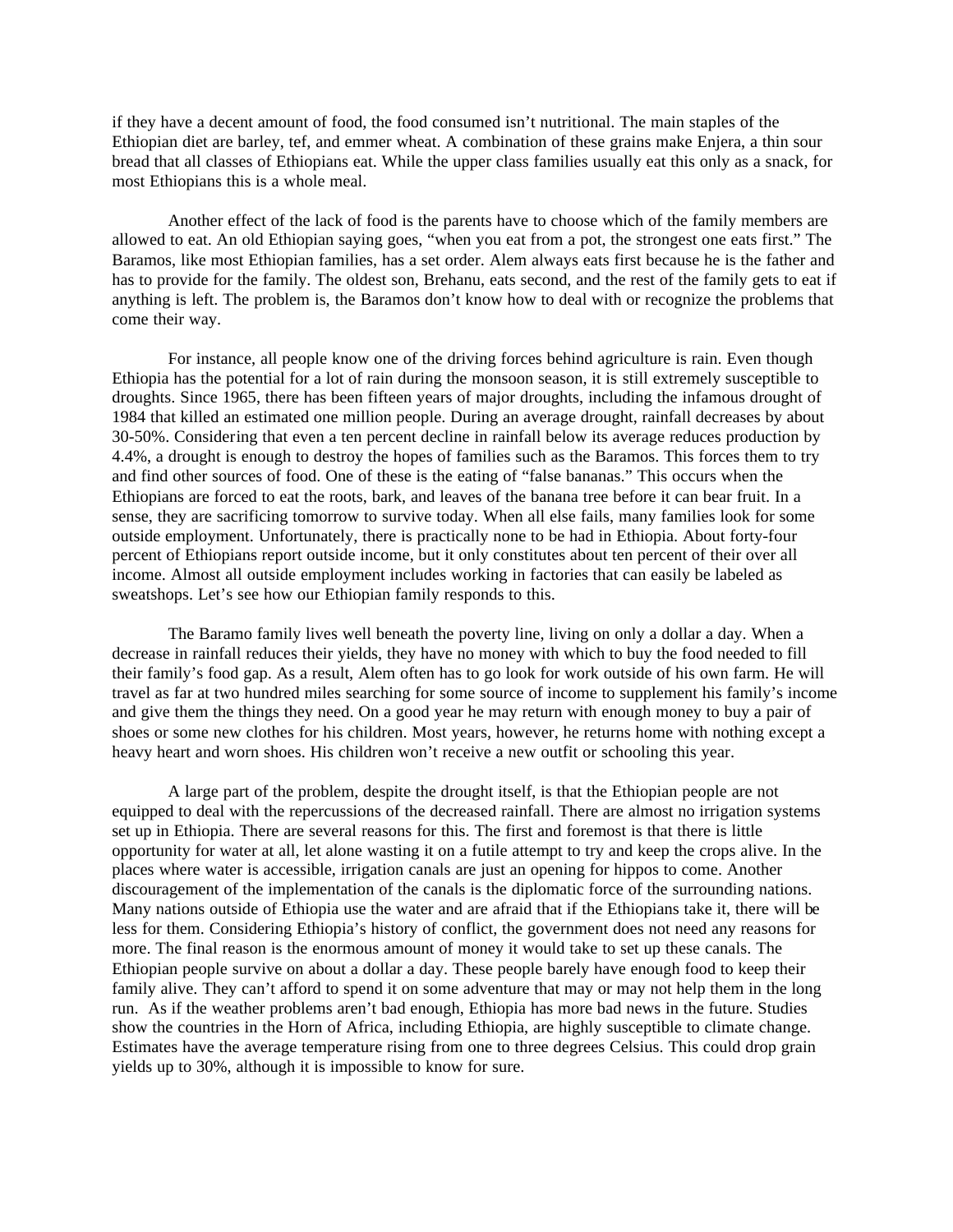if they have a decent amount of food, the food consumed isn't nutritional. The main staples of the Ethiopian diet are barley, tef, and emmer wheat. A combination of these grains make Enjera, a thin sour bread that all classes of Ethiopians eat. While the upper class families usually eat this only as a snack, for most Ethiopians this is a whole meal.

Another effect of the lack of food is the parents have to choose which of the family members are allowed to eat. An old Ethiopian saying goes, "when you eat from a pot, the strongest one eats first." The Baramos, like most Ethiopian families, has a set order. Alem always eats first because he is the father and has to provide for the family. The oldest son, Brehanu, eats second, and the rest of the family gets to eat if anything is left. The problem is, the Baramos don't know how to deal with or recognize the problems that come their way.

For instance, all people know one of the driving forces behind agriculture is rain. Even though Ethiopia has the potential for a lot of rain during the monsoon season, it is still extremely susceptible to droughts. Since 1965, there has been fifteen years of major droughts, including the infamous drought of 1984 that killed an estimated one million people. During an average drought, rainfall decreases by about 30-50%. Considering that even a ten percent decline in rainfall below its average reduces production by 4.4%, a drought is enough to destroy the hopes of families such as the Baramos. This forces them to try and find other sources of food. One of these is the eating of "false bananas." This occurs when the Ethiopians are forced to eat the roots, bark, and leaves of the banana tree before it can bear fruit. In a sense, they are sacrificing tomorrow to survive today. When all else fails, many families look for some outside employment. Unfortunately, there is practically none to be had in Ethiopia. About forty-four percent of Ethiopians report outside income, but it only constitutes about ten percent of their over all income. Almost all outside employment includes working in factories that can easily be labeled as sweatshops. Let's see how our Ethiopian family responds to this.

The Baramo family lives well beneath the poverty line, living on only a dollar a day. When a decrease in rainfall reduces their yields, they have no money with which to buy the food needed to fill their family's food gap. As a result, Alem often has to go look for work outside of his own farm. He will travel as far at two hundred miles searching for some source of income to supplement his family's income and give them the things they need. On a good year he may return with enough money to buy a pair of shoes or some new clothes for his children. Most years, however, he returns home with nothing except a heavy heart and worn shoes. His children won't receive a new outfit or schooling this year.

A large part of the problem, despite the drought itself, is that the Ethiopian people are not equipped to deal with the repercussions of the decreased rainfall. There are almost no irrigation systems set up in Ethiopia. There are several reasons for this. The first and foremost is that there is little opportunity for water at all, let alone wasting it on a futile attempt to try and keep the crops alive. In the places where water is accessible, irrigation canals are just an opening for hippos to come. Another discouragement of the implementation of the canals is the diplomatic force of the surrounding nations. Many nations outside of Ethiopia use the water and are afraid that if the Ethiopians take it, there will be less for them. Considering Ethiopia's history of conflict, the government does not need any reasons for more. The final reason is the enormous amount of money it would take to set up these canals. The Ethiopian people survive on about a dollar a day. These people barely have enough food to keep their family alive. They can't afford to spend it on some adventure that may or may not help them in the long run. As if the weather problems aren't bad enough, Ethiopia has more bad news in the future. Studies show the countries in the Horn of Africa, including Ethiopia, are highly susceptible to climate change. Estimates have the average temperature rising from one to three degrees Celsius. This could drop grain yields up to 30%, although it is impossible to know for sure.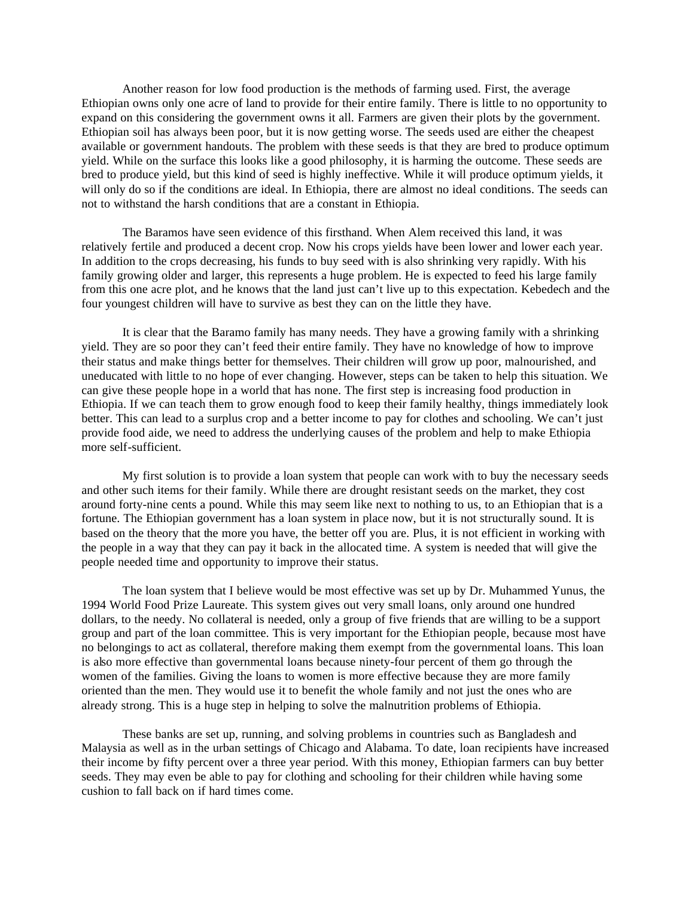Another reason for low food production is the methods of farming used. First, the average Ethiopian owns only one acre of land to provide for their entire family. There is little to no opportunity to expand on this considering the government owns it all. Farmers are given their plots by the government. Ethiopian soil has always been poor, but it is now getting worse. The seeds used are either the cheapest available or government handouts. The problem with these seeds is that they are bred to produce optimum yield. While on the surface this looks like a good philosophy, it is harming the outcome. These seeds are bred to produce yield, but this kind of seed is highly ineffective. While it will produce optimum yields, it will only do so if the conditions are ideal. In Ethiopia, there are almost no ideal conditions. The seeds can not to withstand the harsh conditions that are a constant in Ethiopia.

The Baramos have seen evidence of this firsthand. When Alem received this land, it was relatively fertile and produced a decent crop. Now his crops yields have been lower and lower each year. In addition to the crops decreasing, his funds to buy seed with is also shrinking very rapidly. With his family growing older and larger, this represents a huge problem. He is expected to feed his large family from this one acre plot, and he knows that the land just can't live up to this expectation. Kebedech and the four youngest children will have to survive as best they can on the little they have.

It is clear that the Baramo family has many needs. They have a growing family with a shrinking yield. They are so poor they can't feed their entire family. They have no knowledge of how to improve their status and make things better for themselves. Their children will grow up poor, malnourished, and uneducated with little to no hope of ever changing. However, steps can be taken to help this situation. We can give these people hope in a world that has none. The first step is increasing food production in Ethiopia. If we can teach them to grow enough food to keep their family healthy, things immediately look better. This can lead to a surplus crop and a better income to pay for clothes and schooling. We can't just provide food aide, we need to address the underlying causes of the problem and help to make Ethiopia more self-sufficient.

My first solution is to provide a loan system that people can work with to buy the necessary seeds and other such items for their family. While there are drought resistant seeds on the market, they cost around forty-nine cents a pound. While this may seem like next to nothing to us, to an Ethiopian that is a fortune. The Ethiopian government has a loan system in place now, but it is not structurally sound. It is based on the theory that the more you have, the better off you are. Plus, it is not efficient in working with the people in a way that they can pay it back in the allocated time. A system is needed that will give the people needed time and opportunity to improve their status.

The loan system that I believe would be most effective was set up by Dr. Muhammed Yunus, the 1994 World Food Prize Laureate. This system gives out very small loans, only around one hundred dollars, to the needy. No collateral is needed, only a group of five friends that are willing to be a support group and part of the loan committee. This is very important for the Ethiopian people, because most have no belongings to act as collateral, therefore making them exempt from the governmental loans. This loan is also more effective than governmental loans because ninety-four percent of them go through the women of the families. Giving the loans to women is more effective because they are more family oriented than the men. They would use it to benefit the whole family and not just the ones who are already strong. This is a huge step in helping to solve the malnutrition problems of Ethiopia.

These banks are set up, running, and solving problems in countries such as Bangladesh and Malaysia as well as in the urban settings of Chicago and Alabama. To date, loan recipients have increased their income by fifty percent over a three year period. With this money, Ethiopian farmers can buy better seeds. They may even be able to pay for clothing and schooling for their children while having some cushion to fall back on if hard times come.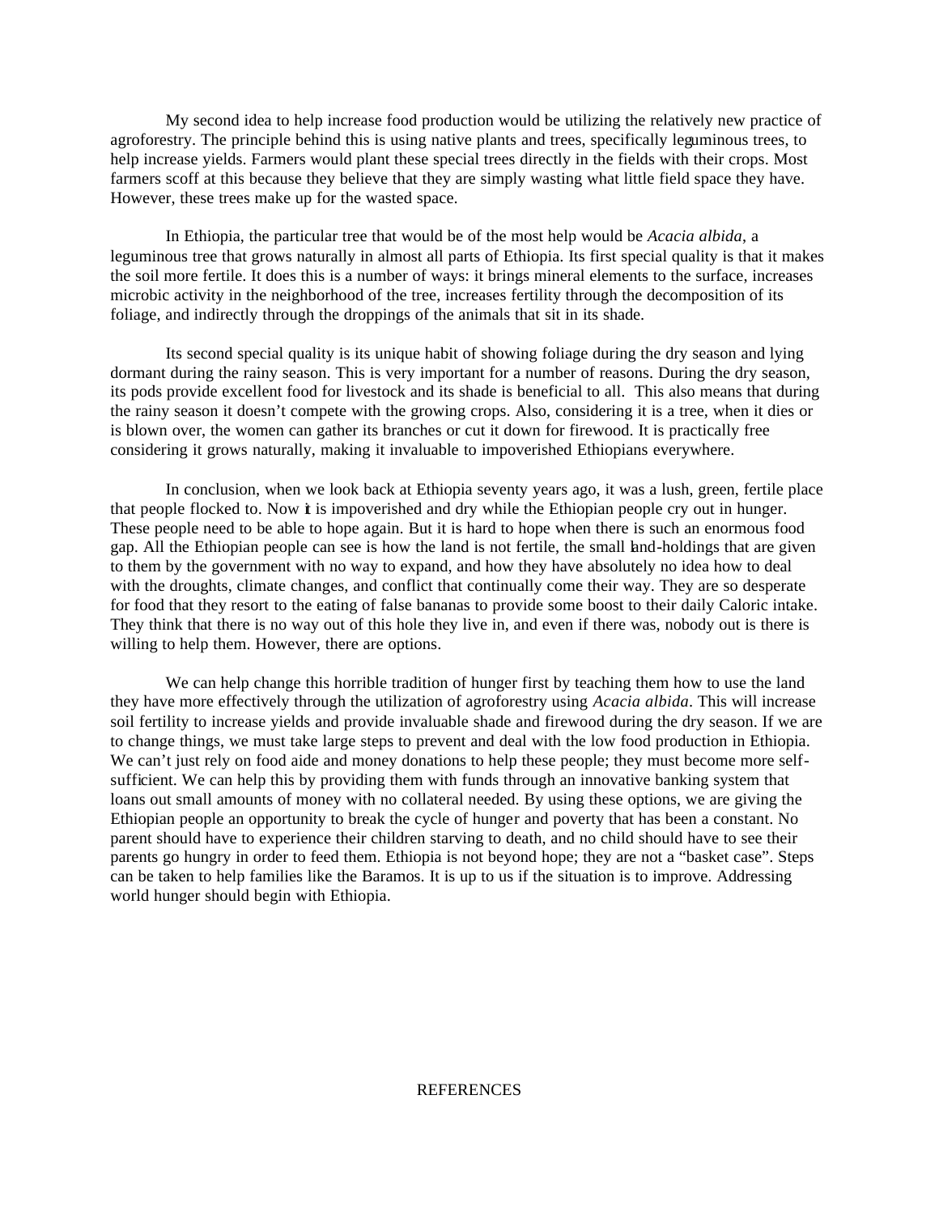My second idea to help increase food production would be utilizing the relatively new practice of agroforestry. The principle behind this is using native plants and trees, specifically leguminous trees, to help increase yields. Farmers would plant these special trees directly in the fields with their crops. Most farmers scoff at this because they believe that they are simply wasting what little field space they have. However, these trees make up for the wasted space.

In Ethiopia, the particular tree that would be of the most help would be *Acacia albida*, a leguminous tree that grows naturally in almost all parts of Ethiopia. Its first special quality is that it makes the soil more fertile. It does this is a number of ways: it brings mineral elements to the surface, increases microbic activity in the neighborhood of the tree, increases fertility through the decomposition of its foliage, and indirectly through the droppings of the animals that sit in its shade.

Its second special quality is its unique habit of showing foliage during the dry season and lying dormant during the rainy season. This is very important for a number of reasons. During the dry season, its pods provide excellent food for livestock and its shade is beneficial to all. This also means that during the rainy season it doesn't compete with the growing crops. Also, considering it is a tree, when it dies or is blown over, the women can gather its branches or cut it down for firewood. It is practically free considering it grows naturally, making it invaluable to impoverished Ethiopians everywhere.

In conclusion, when we look back at Ethiopia seventy years ago, it was a lush, green, fertile place that people flocked to. Now it is impoverished and dry while the Ethiopian people cry out in hunger. These people need to be able to hope again. But it is hard to hope when there is such an enormous food gap. All the Ethiopian people can see is how the land is not fertile, the small land-holdings that are given to them by the government with no way to expand, and how they have absolutely no idea how to deal with the droughts, climate changes, and conflict that continually come their way. They are so desperate for food that they resort to the eating of false bananas to provide some boost to their daily Caloric intake. They think that there is no way out of this hole they live in, and even if there was, nobody out is there is willing to help them. However, there are options.

We can help change this horrible tradition of hunger first by teaching them how to use the land they have more effectively through the utilization of agroforestry using *Acacia albida*. This will increase soil fertility to increase yields and provide invaluable shade and firewood during the dry season. If we are to change things, we must take large steps to prevent and deal with the low food production in Ethiopia. We can't just rely on food aide and money donations to help these people; they must become more self-sufficient. We can help this by providing them with funds through an innovative banking system that loans out small amounts of money with no collateral needed. By using these options, we are giving the Ethiopian people an opportunity to break the cycle of hunger and poverty that has been a constant. No parent should have to experience their children starving to death, and no child should have to see their parents go hungry in order to feed them. Ethiopia is not beyond hope; they are not a "basket case". Steps can be taken to help families like the Baramos. It is up to us if the situation is to improve. Addressing world hunger should begin with Ethiopia.

## REFERENCES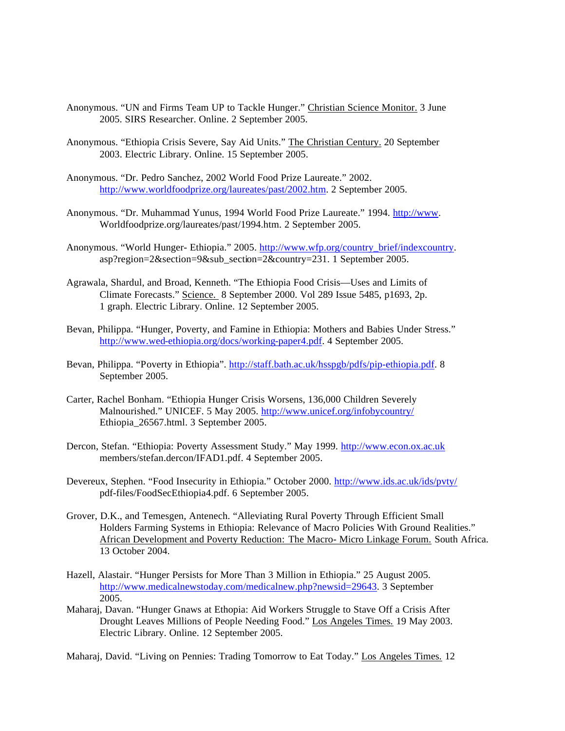Anonymous. "UN and Firms Team UP to Tackle Hunger." Christian Science Monitor. 3 June 2005. SIRS Researcher. Online. 2 September 2005.

Anonymous. "Ethiopia Crisis Severe, Say Aid Units." The Christian Century. 20 September 2003. Electric Library. Online. 15 September 2005.

Anonymous. "Dr. Pedro Sanchez, 2002 World Food Prize Laureate." 2002. http://www.worldfoodprize.org/laureates/past/2002.htm. 2 September 2005.

Anonymous. "Dr. Muhammad Yunus, 1994 World Food Prize Laureate." 1994. http://www. Worldfoodprize.org/laureates/past/1994.htm. 2 September 2005.

Anonymous. "World Hunger- Ethiopia." 2005. http://www.wfp.org/country_brief/indexcountry. asp?region=2&section=9&sub_section=2&country=231. 1 September 2005.

Agrawala, Shardul, and Broad, Kenneth. "The Ethiopia Food Crisis—Uses and Limits of Climate Forecasts." Science. 8 September 2000. Vol 289 Issue 5485, p1693, 2p. 1 graph. Electric Library. Online. 12 September 2005.

Bevan, Philippa. "Hunger, Poverty, and Famine in Ethiopia: Mothers and Babies Under Stress." http://www.wed-ethiopia.org/docs/working-paper4.pdf. 4 September 2005.

Bevan, Philippa. "Poverty in Ethiopia". http://staff.bath.ac.uk/hsspgb/pdfs/pip-ethiopia.pdf. 8 September 2005.

Carter, Rachel Bonham. "Ethiopia Hunger Crisis Worsens, 136,000 Children Severely Malnourished." UNICEF. 5 May 2005. http://unicef.org/infobycountry/ Ethiopia_26567.html. 3 September 2005.

Dercon, Stefan. "Ethiopia: Poverty Assessment Study." May 1999. http://www.econ.ox.ac.uk members/stefan.dercon/IFAD1.pdf. 4 September 2005.

Devereux, Stephen. "Food Insecurity in Ethiopia." October 2000. http://www.ids.ac.uk/ids/pvty/ pdf-files/FoodSecEthiopia4.pdf. 6 September 2005.

Grover, D.K., and Temesgen, Antenech. "Alleviating Rural Poverty Through Efficient Small Holders Farming Systems in Ethiopia: Relevance of Macro Policies With Ground Realities." African Development and Poverty Reduction: The Macro- Micro Linkage Forum. South Africa. 13 October 2004.

Hazell, Alastair. "Hunger Persists for More Than 3 Million in Ethiopia." 25 August 2005. http://www.medicalnewstoday.com/medicalnew.php?newsid=29643. 3 September 2005.

Maharaj, Davan. "Hunger Gnaws at Ethopia: Aid Workers Struggle to Stave Off a Crisis After Drought Leaves Millions of People Needing Food." Los Angeles Times. 19 May 2003. Electric Library. Online. 12 September 2005.

Maharaj, David. "Living on Pennies: Trading Tomorrow to Eat Today." Los Angeles Times. 12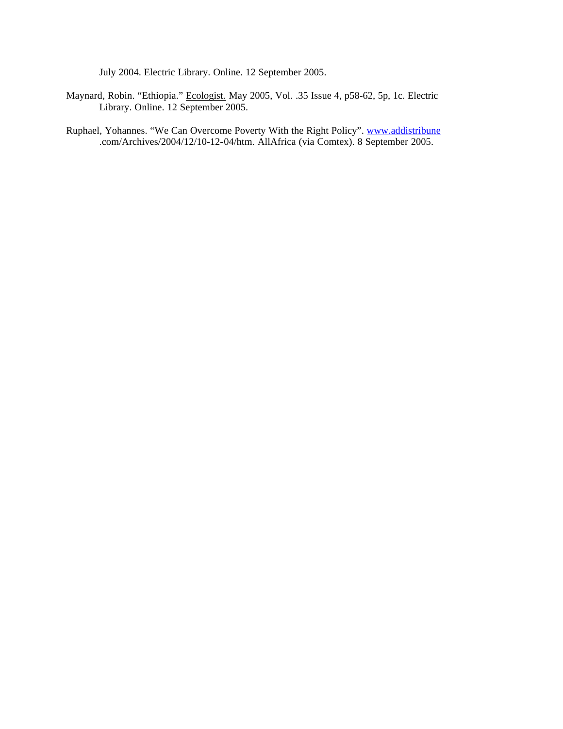July 2004. Electric Library. Online. 12 September 2005.

Maynard, Robin. "Ethiopia." Ecologist. May 2005, Vol. .35 Issue 4, p58-62, 5p, 1c. Electric Library. Online. 12 September 2005.

Ruphael, Yohannes. "We Can Overcome Poverty With the Right Policy". www.addistribune .com/Archives/2004/12/10-12-04/htm. AllAfrica (via Comtex). 8 September 2005.